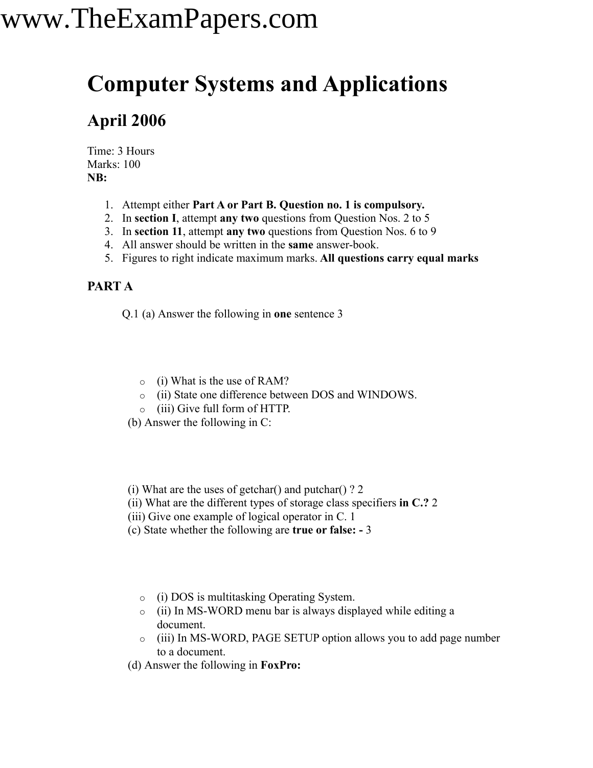# Computer Systems and Applications

## April 2006

Time: 3 Hours
Marks: 100
**NB:**

1. Attempt either **Part A or Part B. Question no. 1 is compulsory.**
2. In **section I**, attempt **any two** questions from Question Nos. 2 to 5
3. In **section 11**, attempt **any two** questions from Question Nos. 6 to 9
4. All answer should be written in the **same** answer-book.
5. Figures to right indicate maximum marks. **All questions carry equal marks**

**PART A**

Q.1 (a) Answer the following in **one** sentence 3

- (i) What is the use of RAM?
- (ii) State one difference between DOS and WINDOWS.
- (iii) Give full form of HTTP.

(b) Answer the following in C:

(i) What are the uses of getchar() and putchar() ? 2
(ii) What are the different types of storage class specifiers **in C.?** 2
(iii) Give one example of logical operator in C. 1

(c) State whether the following are **true or false: -** 3

- (i) DOS is multitasking Operating System.
- (ii) In MS-WORD menu bar is always displayed while editing a document.
- (iii) In MS-WORD, PAGE SETUP option allows you to add page number to a document.

(d) Answer the following in **FoxPro:**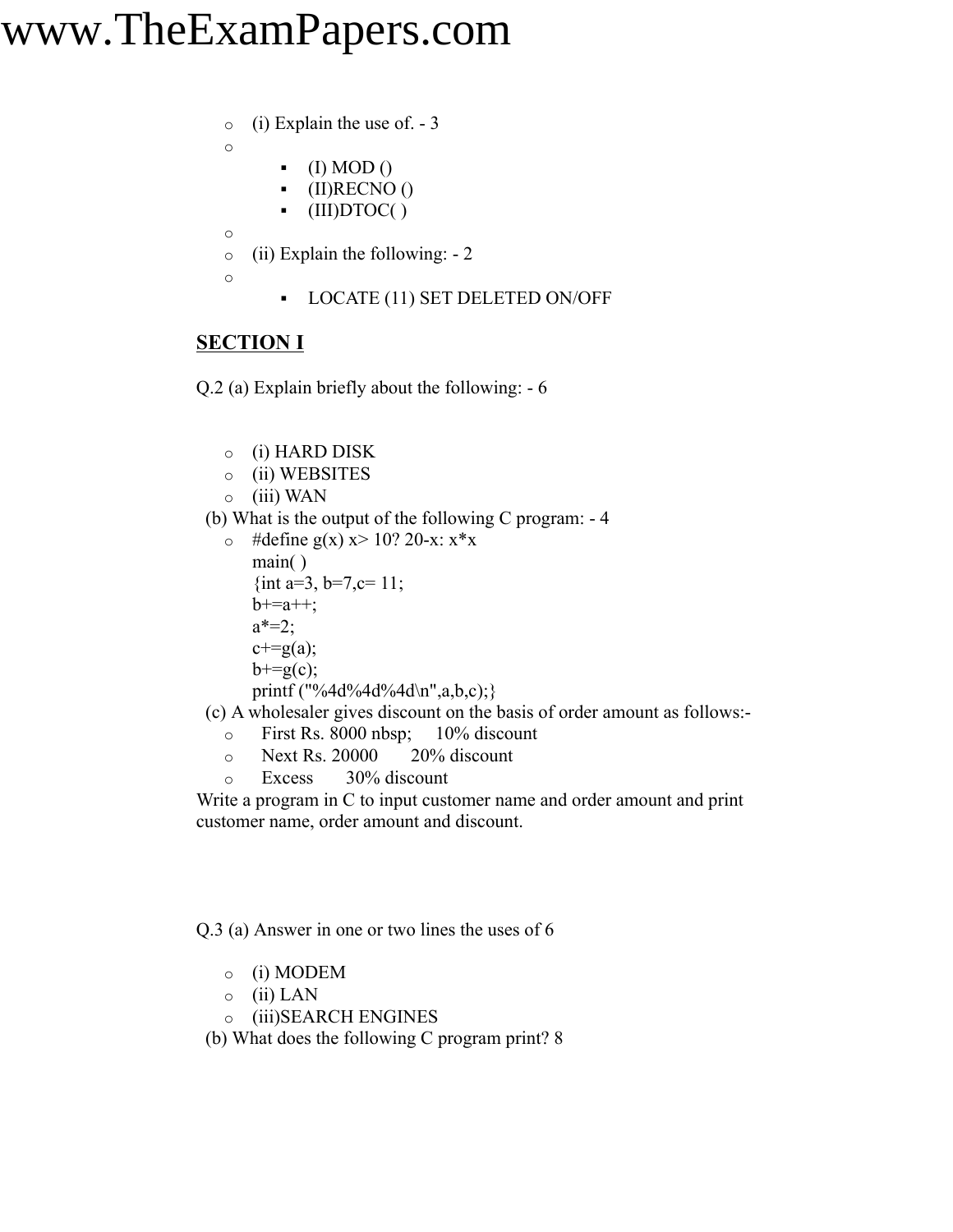- (i) Explain the use of. - 3
  - (I) MOD ()
  - (II)RECNO ()
  - (III)DTOC( )
- (ii) Explain the following: - 2
  - LOCATE (11) SET DELETED ON/OFF

## SECTION I

Q.2 (a) Explain briefly about the following: - 6

- (i) HARD DISK
- (ii) WEBSITES
- (iii) WAN

(b) What is the output of the following C program: - 4

```
#define g(x) x> 10? 20-x: x*x
main( )
{int a=3, b=7,c= 11;
b+=a++;
a*=2;
c+=g(a);
b+=g(c);
printf ("%4d%4d%4d\n",a,b,c);}
```

(c) A wholesaler gives discount on the basis of order amount as follows:-

- First Rs. 8000 nbsp; 10% discount
- Next Rs. 20000 20% discount
- Excess 30% discount

Write a program in C to input customer name and order amount and print customer name, order amount and discount.

Q.3 (a) Answer in one or two lines the uses of 6

- (i) MODEM
- (ii) LAN
- (iii)SEARCH ENGINES

(b) What does the following C program print? 8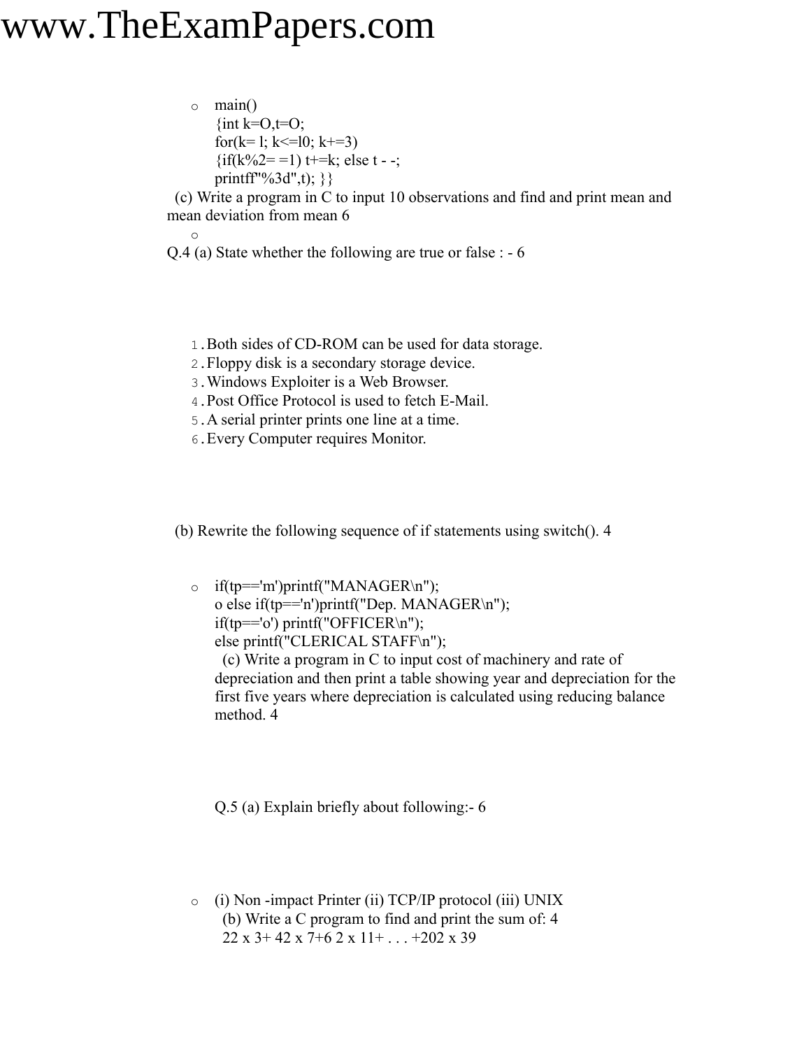- main()
  {int k=O,t=O;
  for(k= l; k<=l0; k+=3)
  {if(k%2= =1) t+=k; else t - -;
  printff"%3d",t); }}

(c) Write a program in C to input 10 observations and find and print mean and mean deviation from mean 6

Q.4 (a) State whether the following are true or false : - 6

1. Both sides of CD-ROM can be used for data storage.
2. Floppy disk is a secondary storage device.
3. Windows Exploiter is a Web Browser.
4. Post Office Protocol is used to fetch E-Mail.
5. A serial printer prints one line at a time.
6. Every Computer requires Monitor.

(b) Rewrite the following sequence of if statements using switch(). 4

- if(tp=='m')printf("MANAGER\n");
  o else if(tp=='n')printf("Dep. MANAGER\n");
  if(tp=='o') printf("OFFICER\n");
  else printf("CLERICAL STAFF\n");

  (c) Write a program in C to input cost of machinery and rate of depreciation and then print a table showing year and depreciation for the first five years where depreciation is calculated using reducing balance method. 4

  Q.5 (a) Explain briefly about following:- 6

- (i) Non -impact Printer (ii) TCP/IP protocol (iii) UNIX

  (b) Write a C program to find and print the sum of: 4
  22 x 3+ 42 x 7+6 2 x 11+ . . . +202 x 39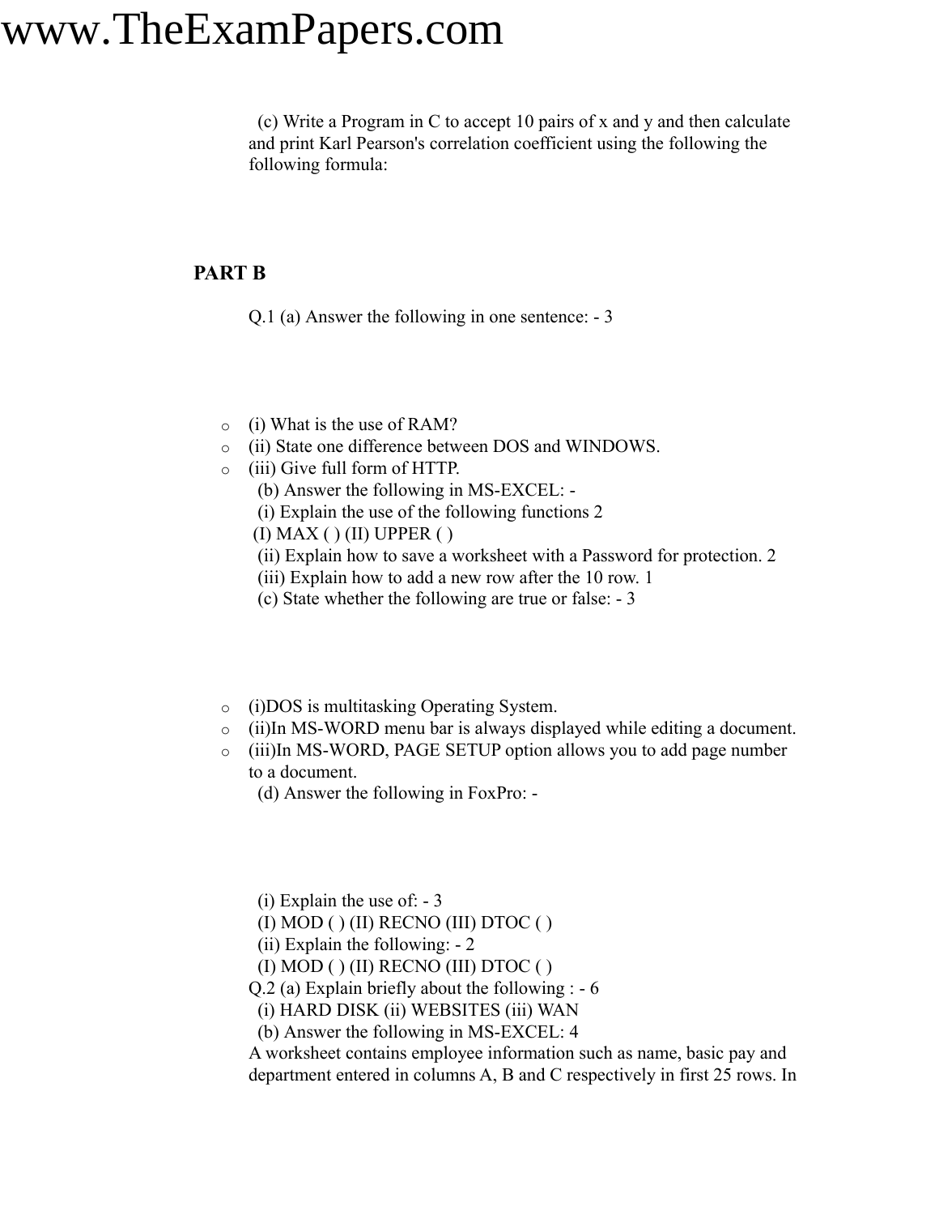(c) Write a Program in C to accept 10 pairs of x and y and then calculate and print Karl Pearson's correlation coefficient using the following the following formula:

**PART B**

Q.1 (a) Answer the following in one sentence: - 3

- (i) What is the use of RAM?
- (ii) State one difference between DOS and WINDOWS.
- (iii) Give full form of HTTP.

(b) Answer the following in MS-EXCEL: -

(i) Explain the use of the following functions 2

(I) MAX ( ) (II) UPPER ( )

(ii) Explain how to save a worksheet with a Password for protection. 2

(iii) Explain how to add a new row after the 10 row. 1

(c) State whether the following are true or false: - 3

- (i)DOS is multitasking Operating System.
- (ii)In MS-WORD menu bar is always displayed while editing a document.
- (iii)In MS-WORD, PAGE SETUP option allows you to add page number to a document.

(d) Answer the following in FoxPro: -

(i) Explain the use of: - 3

(I) MOD ( ) (II) RECNO (III) DTOC ( )

(ii) Explain the following: - 2

(I) MOD ( ) (II) RECNO (III) DTOC ( )

Q.2 (a) Explain briefly about the following : - 6

(i) HARD DISK (ii) WEBSITES (iii) WAN

(b) Answer the following in MS-EXCEL: 4

A worksheet contains employee information such as name, basic pay and department entered in columns A, B and C respectively in first 25 rows. In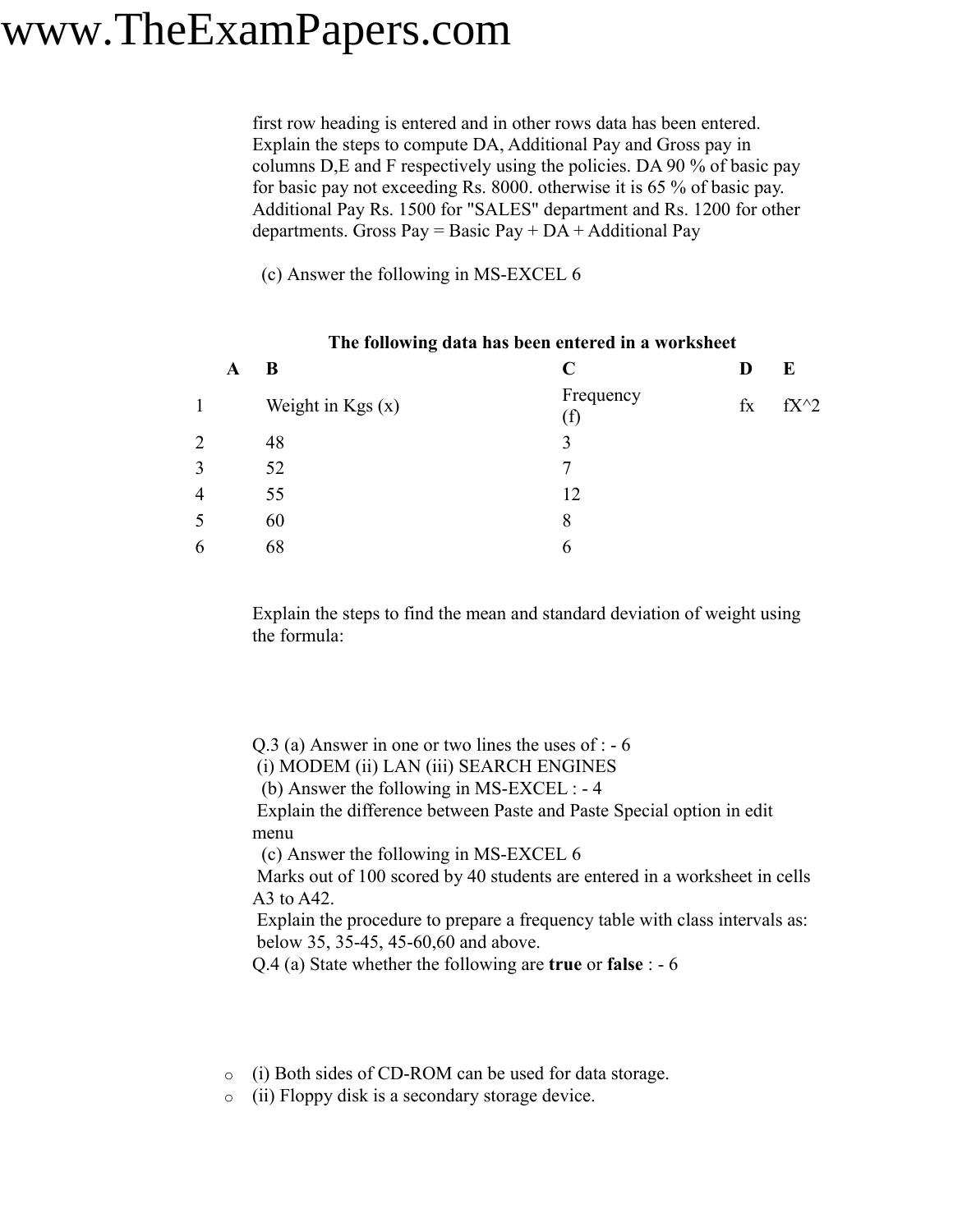first row heading is entered and in other rows data has been entered. Explain the steps to compute DA, Additional Pay and Gross pay in columns D,E and F respectively using the policies. DA 90 % of basic pay for basic pay not exceeding Rs. 8000. otherwise it is 65 % of basic pay. Additional Pay Rs. 1500 for "SALES" department and Rs. 1200 for other departments. Gross Pay = Basic Pay + DA + Additional Pay

(c) Answer the following in MS-EXCEL 6

**The following data has been entered in a worksheet**

| | A | B | C | D | E |
|---|---|---|---|---|---|
| 1 | | Weight in Kgs (x) | Frequency (f) | fx | fX^2 |
| 2 | | 48 | 3 | | |
| 3 | | 52 | 7 | | |
| 4 | | 55 | 12 | | |
| 5 | | 60 | 8 | | |
| 6 | | 68 | 6 | | |

Explain the steps to find the mean and standard deviation of weight using the formula:

Q.3 (a) Answer in one or two lines the uses of : - 6
(i) MODEM (ii) LAN (iii) SEARCH ENGINES
(b) Answer the following in MS-EXCEL : - 4
Explain the difference between Paste and Paste Special option in edit menu
(c) Answer the following in MS-EXCEL 6
Marks out of 100 scored by 40 students are entered in a worksheet in cells A3 to A42.
Explain the procedure to prepare a frequency table with class intervals as: below 35, 35-45, 45-60,60 and above.
Q.4 (a) State whether the following are **true** or **false** : - 6

- (i) Both sides of CD-ROM can be used for data storage.
- (ii) Floppy disk is a secondary storage device.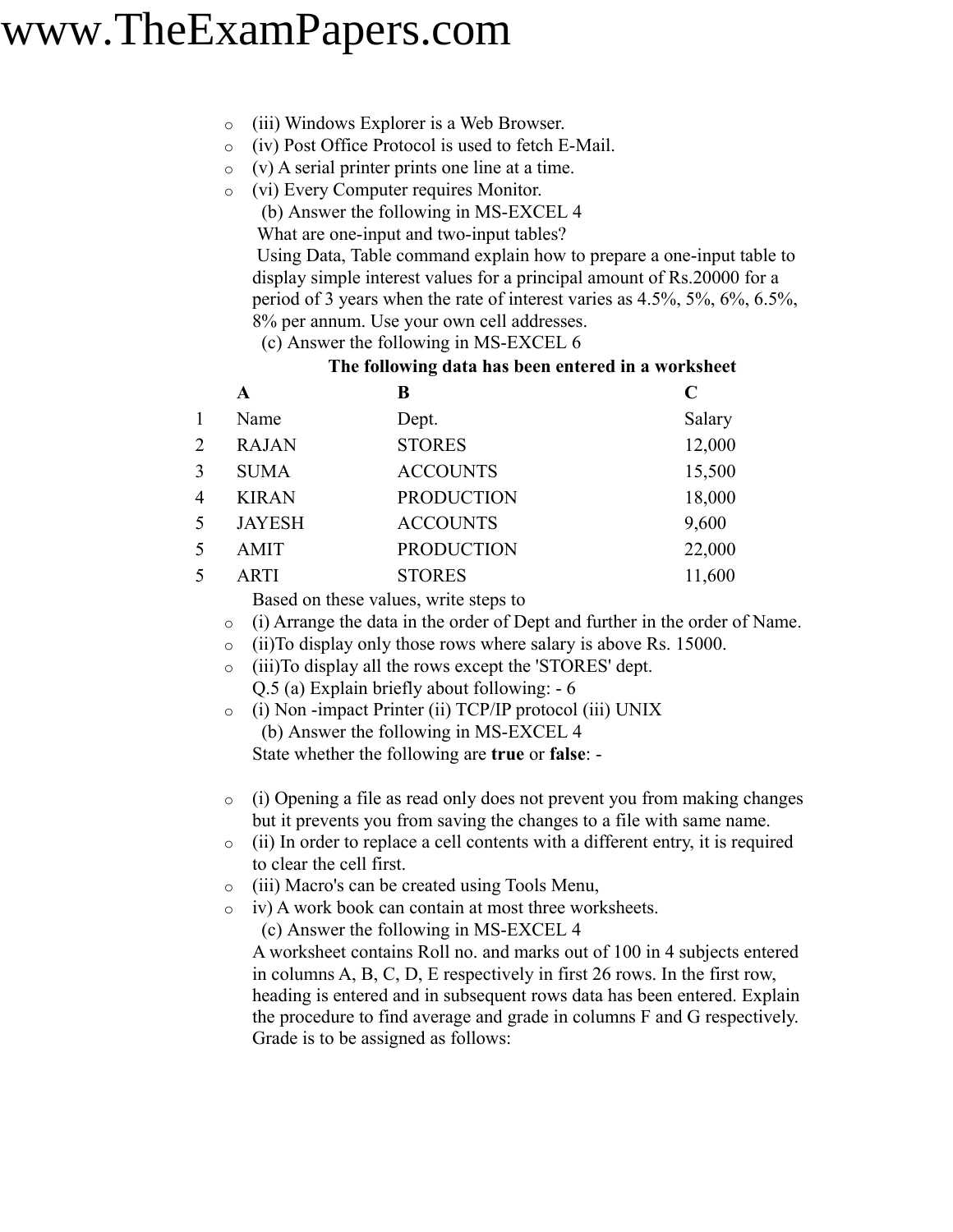- (iii) Windows Explorer is a Web Browser.
- (iv) Post Office Protocol is used to fetch E-Mail.
- (v) A serial printer prints one line at a time.
- (vi) Every Computer requires Monitor.

(b) Answer the following in MS-EXCEL 4

What are one-input and two-input tables?

Using Data, Table command explain how to prepare a one-input table to display simple interest values for a principal amount of Rs.20000 for a period of 3 years when the rate of interest varies as 4.5%, 5%, 6%, 6.5%, 8% per annum. Use your own cell addresses.

(c) Answer the following in MS-EXCEL 6

**The following data has been entered in a worksheet**

| | **A** | **B** | **C** |
|---|---|---|---|
| 1 | Name | Dept. | Salary |
| 2 | RAJAN | STORES | 12,000 |
| 3 | SUMA | ACCOUNTS | 15,500 |
| 4 | KIRAN | PRODUCTION | 18,000 |
| 5 | JAYESH | ACCOUNTS | 9,600 |
| 5 | AMIT | PRODUCTION | 22,000 |
| 5 | ARTI | STORES | 11,600 |

Based on these values, write steps to

- (i) Arrange the data in the order of Dept and further in the order of Name.
- (ii)To display only those rows where salary is above Rs. 15000.
- (iii)To display all the rows except the 'STORES' dept.

Q.5 (a) Explain briefly about following: - 6

- (i) Non -impact Printer (ii) TCP/IP protocol (iii) UNIX

(b) Answer the following in MS-EXCEL 4

State whether the following are **true** or **false**: -

- (i) Opening a file as read only does not prevent you from making changes but it prevents you from saving the changes to a file with same name.
- (ii) In order to replace a cell contents with a different entry, it is required to clear the cell first.
- (iii) Macro's can be created using Tools Menu,
- iv) A work book can contain at most three worksheets.

(c) Answer the following in MS-EXCEL 4

A worksheet contains Roll no. and marks out of 100 in 4 subjects entered in columns A, B, C, D, E respectively in first 26 rows. In the first row, heading is entered and in subsequent rows data has been entered. Explain the procedure to find average and grade in columns F and G respectively. Grade is to be assigned as follows: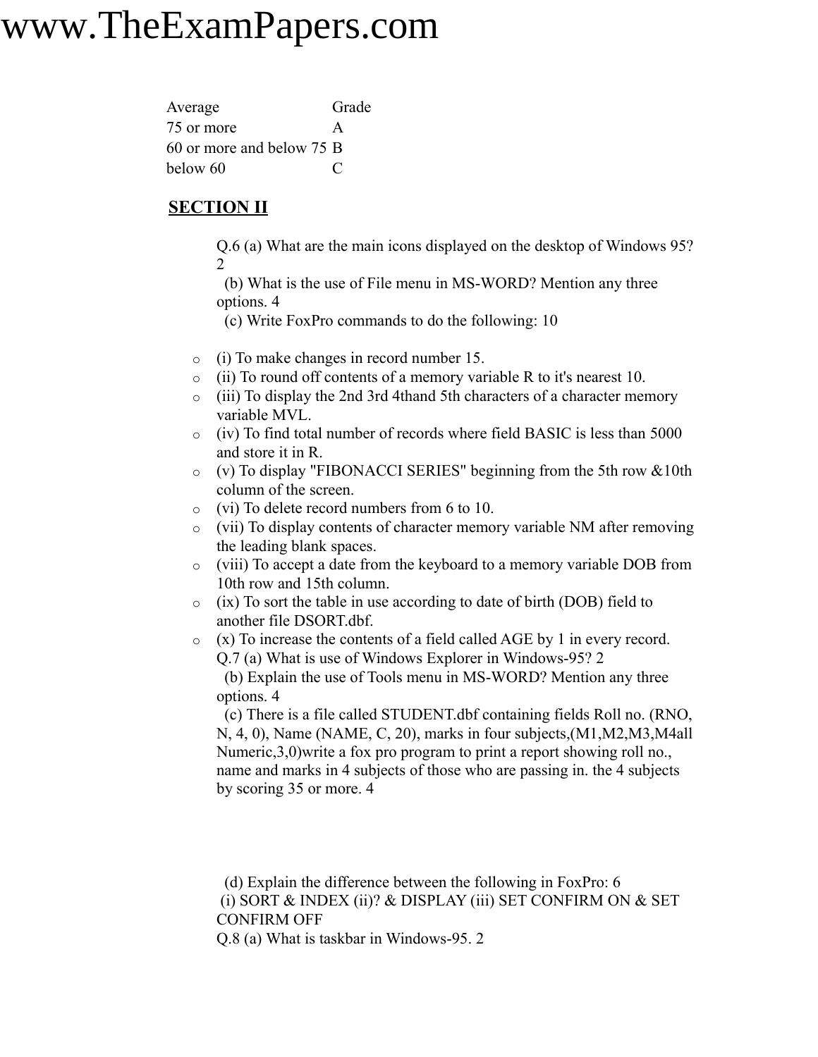| Average | Grade |
|---|---|
| 75 or more | A |
| 60 or more and below 75 | B |
| below 60 | C |

## SECTION II

Q.6 (a) What are the main icons displayed on the desktop of Windows 95? 2

(b) What is the use of File menu in MS-WORD? Mention any three options. 4

(c) Write FoxPro commands to do the following: 10

- (i) To make changes in record number 15.
- (ii) To round off contents of a memory variable R to it's nearest 10.
- (iii) To display the 2nd 3rd 4thand 5th characters of a character memory variable MVL.
- (iv) To find total number of records where field BASIC is less than 5000 and store it in R.
- (v) To display "FIBONACCI SERIES" beginning from the 5th row &10th column of the screen.
- (vi) To delete record numbers from 6 to 10.
- (vii) To display contents of character memory variable NM after removing the leading blank spaces.
- (viii) To accept a date from the keyboard to a memory variable DOB from 10th row and 15th column.
- (ix) To sort the table in use according to date of birth (DOB) field to another file DSORT.dbf.
- (x) To increase the contents of a field called AGE by 1 in every record.

Q.7 (a) What is use of Windows Explorer in Windows-95? 2

(b) Explain the use of Tools menu in MS-WORD? Mention any three options. 4

(c) There is a file called STUDENT.dbf containing fields Roll no. (RNO, N, 4, 0), Name (NAME, C, 20), marks in four subjects,(M1,M2,M3,M4all Numeric,3,0)write a fox pro program to print a report showing roll no., name and marks in 4 subjects of those who are passing in. the 4 subjects by scoring 35 or more. 4

(d) Explain the difference between the following in FoxPro: 6

(i) SORT & INDEX (ii)? & DISPLAY (iii) SET CONFIRM ON & SET CONFIRM OFF

Q.8 (a) What is taskbar in Windows-95. 2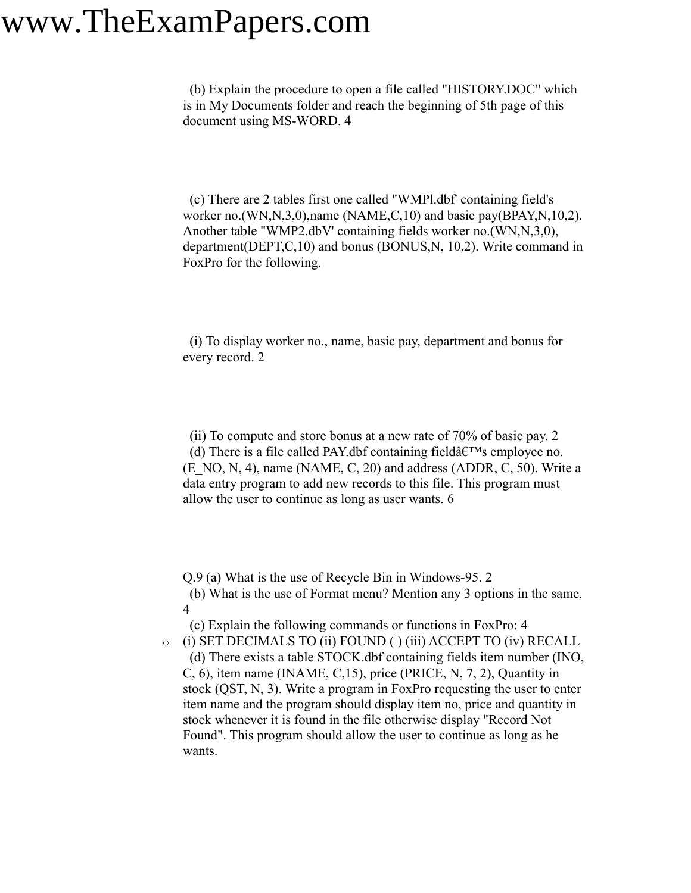(b) Explain the procedure to open a file called "HISTORY.DOC" which is in My Documents folder and reach the beginning of 5th page of this document using MS-WORD. 4

(c) There are 2 tables first one called "WMPl.dbf' containing field's worker no.(WN,N,3,0),name (NAME,C,10) and basic pay(BPAY,N,10,2). Another table "WMP2.dbV' containing fields worker no.(WN,N,3,0), department(DEPT,C,10) and bonus (BONUS,N, 10,2). Write command in FoxPro for the following.

(i) To display worker no., name, basic pay, department and bonus for every record. 2

(ii) To compute and store bonus at a new rate of 70% of basic pay. 2

(d) There is a file called PAY.dbf containing fieldâ€™s employee no. (E_NO, N, 4), name (NAME, C, 20) and address (ADDR, C, 50). Write a data entry program to add new records to this file. This program must allow the user to continue as long as user wants. 6

Q.9 (a) What is the use of Recycle Bin in Windows-95. 2

(b) What is the use of Format menu? Mention any 3 options in the same. 4

(c) Explain the following commands or functions in FoxPro: 4

- (i) SET DECIMALS TO (ii) FOUND ( ) (iii) ACCEPT TO (iv) RECALL

(d) There exists a table STOCK.dbf containing fields item number (INO, C, 6), item name (INAME, C,15), price (PRICE, N, 7, 2), Quantity in stock (QST, N, 3). Write a program in FoxPro requesting the user to enter item name and the program should display item no, price and quantity in stock whenever it is found in the file otherwise display "Record Not Found". This program should allow the user to continue as long as he wants.